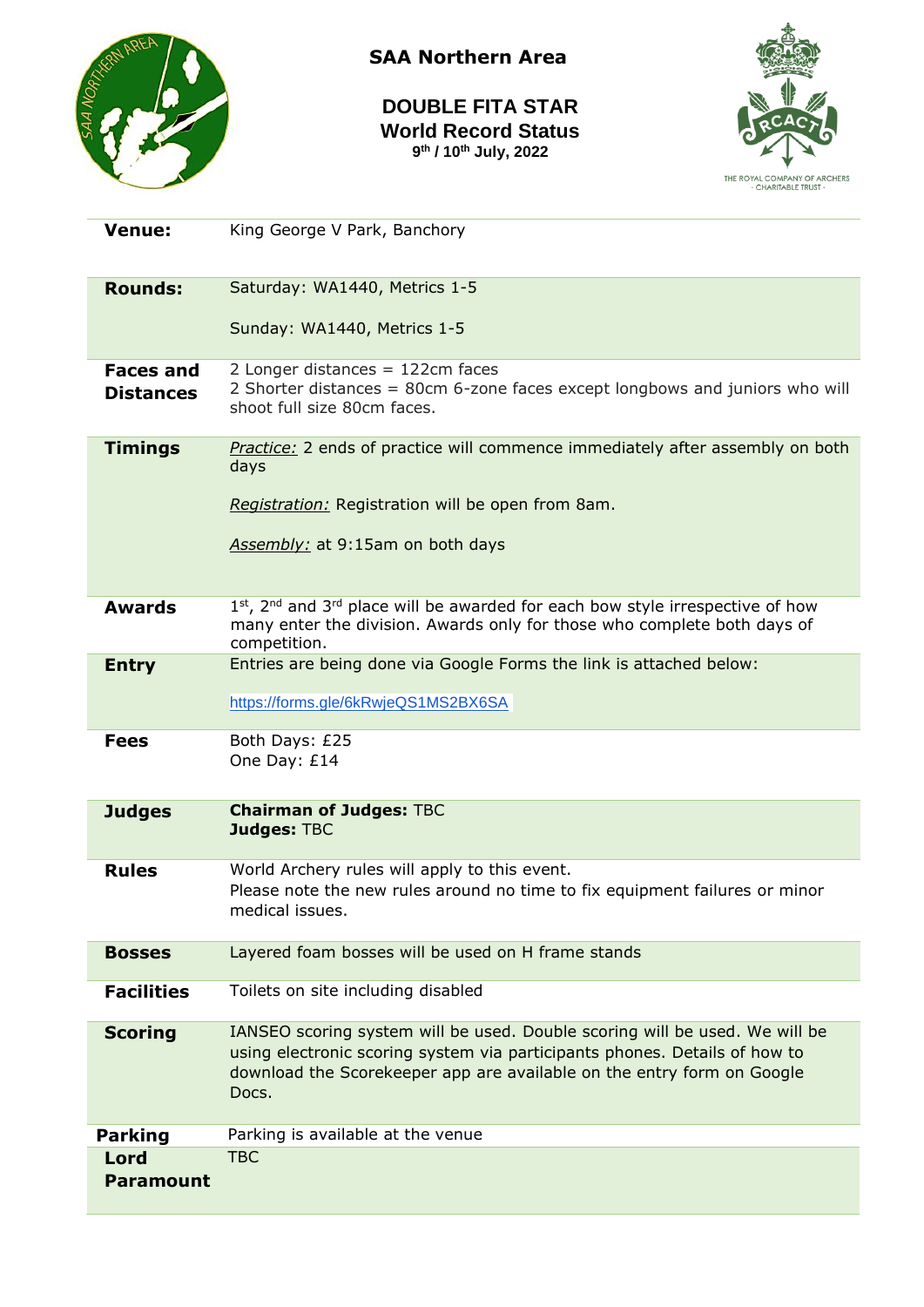# SAA Northern Area

## DOUBLE FITA STAR
## World Record Status
### 9th / 10th July, 2022

| | |
|---|---|
| **Venue:** | King George V Park, Banchory |
| **Rounds:** | Saturday: WA1440, Metrics 1-5<br><br>Sunday: WA1440, Metrics 1-5 |
| **Faces and Distances** | 2 Longer distances = 122cm faces<br>2 Shorter distances = 80cm 6-zone faces except longbows and juniors who will shoot full size 80cm faces. |
| **Timings** | *Practice:* 2 ends of practice will commence immediately after assembly on both days<br><br>*Registration:* Registration will be open from 8am.<br><br>*Assembly:* at 9:15am on both days |
| **Awards** | 1st, 2nd and 3rd place will be awarded for each bow style irrespective of how many enter the division. Awards only for those who complete both days of competition. |
| **Entry** | Entries are being done via Google Forms the link is attached below:<br><br>https://forms.gle/6kRwjeQS1MS2BX6SA |
| **Fees** | Both Days: £25<br>One Day: £14 |
| **Judges** | **Chairman of Judges:** TBC<br>**Judges:** TBC |
| **Rules** | World Archery rules will apply to this event.<br>Please note the new rules around no time to fix equipment failures or minor medical issues. |
| **Bosses** | Layered foam bosses will be used on H frame stands |
| **Facilities** | Toilets on site including disabled |
| **Scoring** | IANSEO scoring system will be used. Double scoring will be used. We will be using electronic scoring system via participants phones. Details of how to download the Scorekeeper app are available on the entry form on Google Docs. |
| **Parking** | Parking is available at the venue |
| **Lord Paramount** | TBC |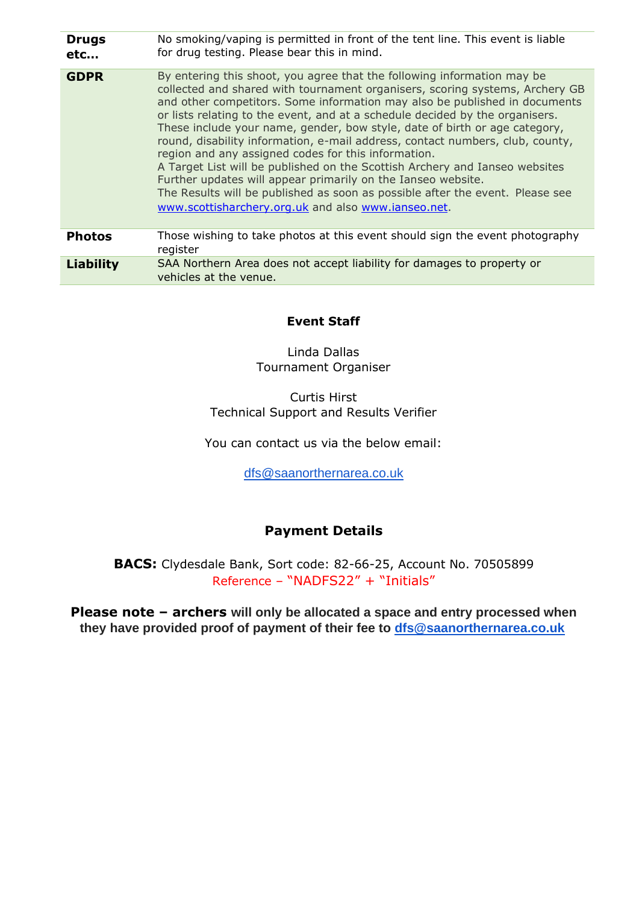| | |
|---|---|
| **Drugs etc...** | No smoking/vaping is permitted in front of the tent line. This event is liable for drug testing. Please bear this in mind. |
| **GDPR** | By entering this shoot, you agree that the following information may be collected and shared with tournament organisers, scoring systems, Archery GB and other competitors. Some information may also be published in documents or lists relating to the event, and at a schedule decided by the organisers. These include your name, gender, bow style, date of birth or age category, round, disability information, e-mail address, contact numbers, club, county, region and any assigned codes for this information.<br>A Target List will be published on the Scottish Archery and Ianseo websites Further updates will appear primarily on the Ianseo website.<br>The Results will be published as soon as possible after the event. Please see www.scottisharchery.org.uk and also www.ianseo.net. |
| **Photos** | Those wishing to take photos at this event should sign the event photography register |
| **Liability** | SAA Northern Area does not accept liability for damages to property or vehicles at the venue. |

### Event Staff

Linda Dallas
Tournament Organiser

Curtis Hirst
Technical Support and Results Verifier

You can contact us via the below email:

dfs@saanorthernarea.co.uk

### Payment Details

**BACS:** Clydesdale Bank, Sort code: 82-66-25, Account No. 70505899
Reference – "NADFS22" + "Initials"

**Please note – archers will only be allocated a space and entry processed when they have provided proof of payment of their fee to dfs@saanorthernarea.co.uk**